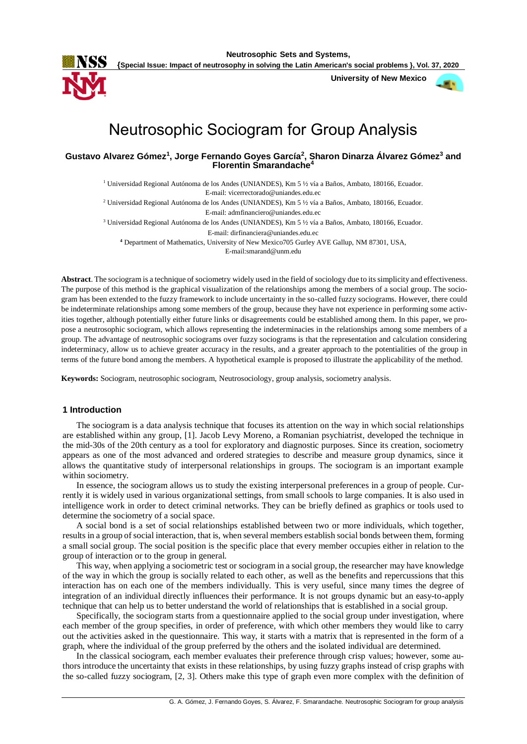# Neutrosophic Sociogram for Group Analysis

**Gustavo Alvarez Gómez[1], Jorge Fernando Goyes García[2], Sharon Dinarza Álvarez Gómez[3] and Florentin Smarandache[4]**

[1] Universidad Regional Autónoma de los Andes (UNIANDES), Km 5 ½ vía a Baños, Ambato, 180166, Ecuador. E-mail: vicerrectorado@uniandes.edu.ec

[2] Universidad Regional Autónoma de los Andes (UNIANDES), Km 5 ½ vía a Baños, Ambato, 180166, Ecuador. E-mail: admfinanciero@uniandes.edu.ec

[3] Universidad Regional Autónoma de los Andes (UNIANDES), Km 5 ½ vía a Baños, Ambato, 180166, Ecuador. E-mail: dirfinanciera@uniandes.edu.ec

[4] Department of Mathematics, University of New Mexico705 Gurley AVE Gallup, NM 87301, USA, E-mail:smarand@unm.edu

**Abstract**. The sociogram is a technique of sociometry widely used in the field of sociology due to its simplicity and effectiveness. The purpose of this method is the graphical visualization of the relationships among the members of a social group. The sociogram has been extended to the fuzzy framework to include uncertainty in the so-called fuzzy sociograms. However, there could be indeterminate relationships among some members of the group, because they have not experience in performing some activities together, although potentially either future links or disagreements could be established among them. In this paper, we propose a neutrosophic sociogram, which allows representing the indeterminacies in the relationships among some members of a group. The advantage of neutrosophic sociograms over fuzzy sociograms is that the representation and calculation considering indeterminacy, allow us to achieve greater accuracy in the results, and a greater approach to the potentialities of the group in terms of the future bond among the members. A hypothetical example is proposed to illustrate the applicability of the method.

**Keywords:** Sociogram, neutrosophic sociogram, Neutrosociology, group analysis, sociometry analysis.

## 1 Introduction

The sociogram is a data analysis technique that focuses its attention on the way in which social relationships are established within any group, [1]. Jacob Levy Moreno, a Romanian psychiatrist, developed the technique in the mid-30s of the 20th century as a tool for exploratory and diagnostic purposes. Since its creation, sociometry appears as one of the most advanced and ordered strategies to describe and measure group dynamics, since it allows the quantitative study of interpersonal relationships in groups. The sociogram is an important example within sociometry.

In essence, the sociogram allows us to study the existing interpersonal preferences in a group of people. Currently it is widely used in various organizational settings, from small schools to large companies. It is also used in intelligence work in order to detect criminal networks. They can be briefly defined as graphics or tools used to determine the sociometry of a social space.

A social bond is a set of social relationships established between two or more individuals, which together, results in a group of social interaction, that is, when several members establish social bonds between them, forming a small social group. The social position is the specific place that every member occupies either in relation to the group of interaction or to the group in general.

This way, when applying a sociometric test or sociogram in a social group, the researcher may have knowledge of the way in which the group is socially related to each other, as well as the benefits and repercussions that this interaction has on each one of the members individually. This is very useful, since many times the degree of integration of an individual directly influences their performance. It is not groups dynamic but an easy-to-apply technique that can help us to better understand the world of relationships that is established in a social group.

Specifically, the sociogram starts from a questionnaire applied to the social group under investigation, where each member of the group specifies, in order of preference, with which other members they would like to carry out the activities asked in the questionnaire. This way, it starts with a matrix that is represented in the form of a graph, where the individual of the group preferred by the others and the isolated individual are determined.

In the classical sociogram, each member evaluates their preference through crisp values; however, some authors introduce the uncertainty that exists in these relationships, by using fuzzy graphs instead of crisp graphs with the so-called fuzzy sociogram, [2, 3]. Others make this type of graph even more complex with the definition of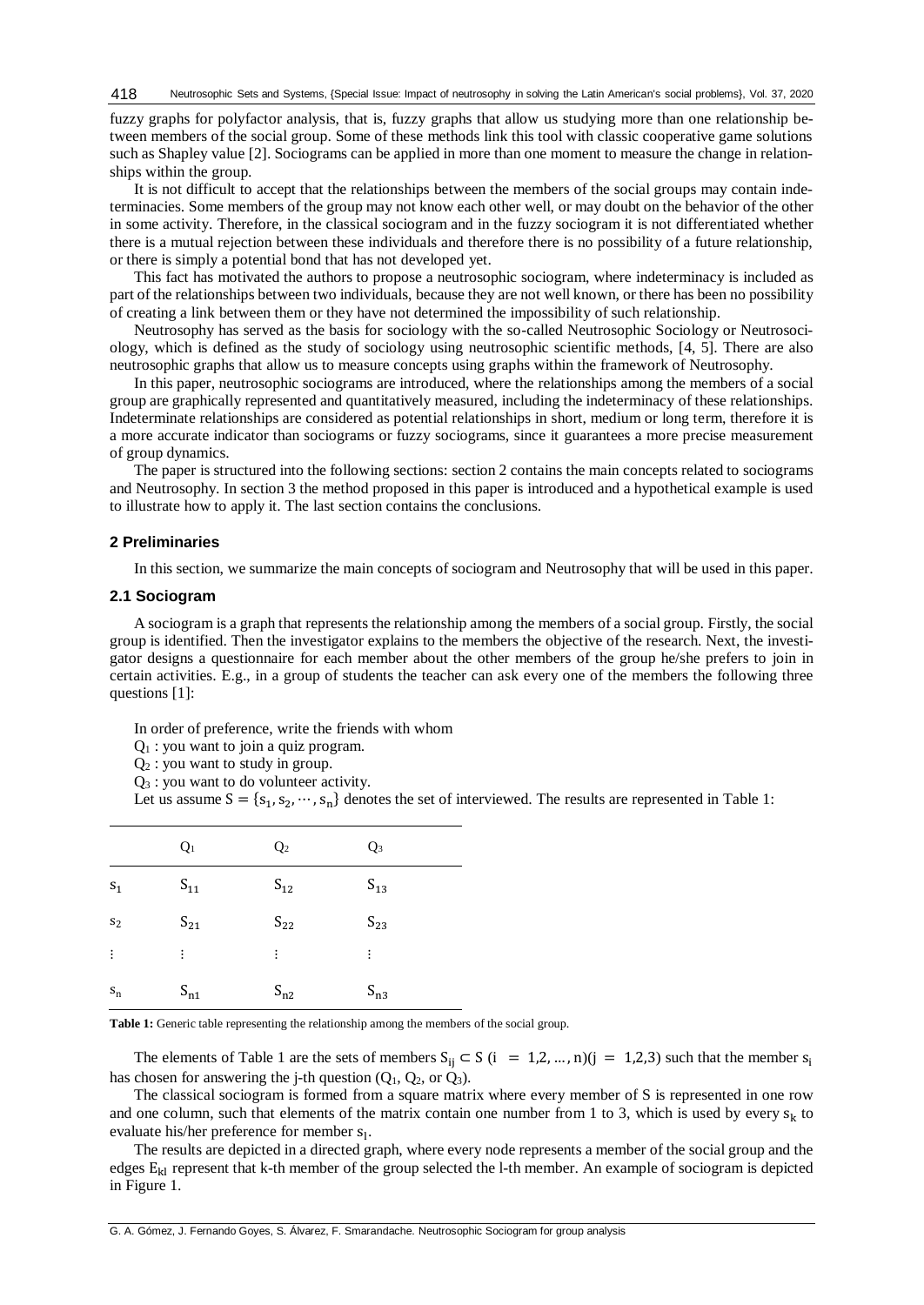fuzzy graphs for polyfactor analysis, that is, fuzzy graphs that allow us studying more than one relationship between members of the social group. Some of these methods link this tool with classic cooperative game solutions such as Shapley value [2]. Sociograms can be applied in more than one moment to measure the change in relationships within the group.

It is not difficult to accept that the relationships between the members of the social groups may contain indeterminacies. Some members of the group may not know each other well, or may doubt on the behavior of the other in some activity. Therefore, in the classical sociogram and in the fuzzy sociogram it is not differentiated whether there is a mutual rejection between these individuals and therefore there is no possibility of a future relationship, or there is simply a potential bond that has not developed yet.

This fact has motivated the authors to propose a neutrosophic sociogram, where indeterminacy is included as part of the relationships between two individuals, because they are not well known, or there has been no possibility of creating a link between them or they have not determined the impossibility of such relationship.

Neutrosophy has served as the basis for sociology with the so-called Neutrosophic Sociology or Neutrosociology, which is defined as the study of sociology using neutrosophic scientific methods, [4, 5]. There are also neutrosophic graphs that allow us to measure concepts using graphs within the framework of Neutrosophy.

In this paper, neutrosophic sociograms are introduced, where the relationships among the members of a social group are graphically represented and quantitatively measured, including the indeterminacy of these relationships. Indeterminate relationships are considered as potential relationships in short, medium or long term, therefore it is a more accurate indicator than sociograms or fuzzy sociograms, since it guarantees a more precise measurement of group dynamics.

The paper is structured into the following sections: section 2 contains the main concepts related to sociograms and Neutrosophy. In section 3 the method proposed in this paper is introduced and a hypothetical example is used to illustrate how to apply it. The last section contains the conclusions.

## 2 Preliminaries

In this section, we summarize the main concepts of sociogram and Neutrosophy that will be used in this paper.

### 2.1 Sociogram

A sociogram is a graph that represents the relationship among the members of a social group. Firstly, the social group is identified. Then the investigator explains to the members the objective of the research. Next, the investigator designs a questionnaire for each member about the other members of the group he/she prefers to join in certain activities. E.g., in a group of students the teacher can ask every one of the members the following three questions [1]:

In order of preference, write the friends with whom

$Q_1$ : you want to join a quiz program.

$Q_2$ : you want to study in group.

$Q_3$ : you want to do volunteer activity.

Let us assume $S = \{s_1, s_2, \cdots, s_n\}$ denotes the set of interviewed. The results are represented in Table 1:

| | $Q_1$ | $Q_2$ | $Q_3$ |
|---|---|---|---|
| $s_1$ | $S_{11}$ | $S_{12}$ | $S_{13}$ |
| $s_2$ | $S_{21}$ | $S_{22}$ | $S_{23}$ |
| $\vdots$ | $\vdots$ | $\vdots$ | $\vdots$ |
| $s_n$ | $S_{n1}$ | $S_{n2}$ | $S_{n3}$ |

**Table 1:** Generic table representing the relationship among the members of the social group.

The elements of Table 1 are the sets of members $S_{ij} \subset S$ $(i = 1,2, \dots, n)(j = 1,2,3)$ such that the member $s_i$ has chosen for answering the j-th question ($Q_1$, $Q_2$, or $Q_3$).

The classical sociogram is formed from a square matrix where every member of S is represented in one row and one column, such that elements of the matrix contain one number from 1 to 3, which is used by every $s_k$ to evaluate his/her preference for member $s_l$.

The results are depicted in a directed graph, where every node represents a member of the social group and the edges $E_{kl}$ represent that k-th member of the group selected the l-th member. An example of sociogram is depicted in Figure 1.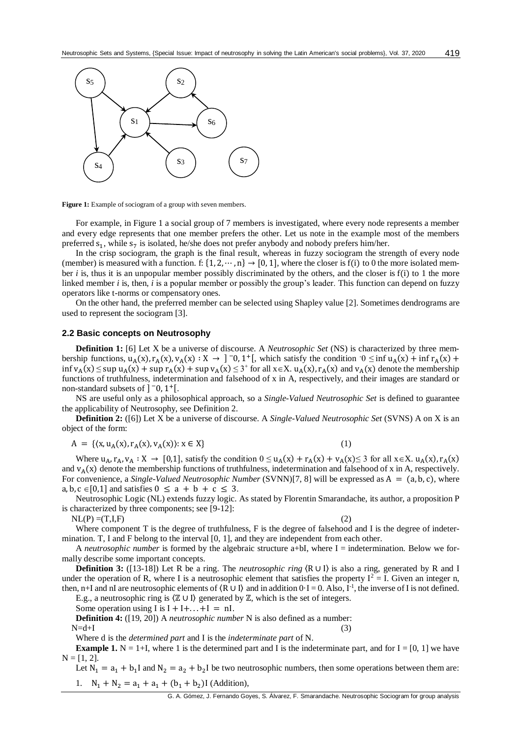**Figure 1:** Example of sociogram of a group with seven members.

For example, in Figure 1 a social group of 7 members is investigated, where every node represents a member and every edge represents that one member prefers the other. Let us note in the example most of the members preferred $s_1$, while $s_7$ is isolated, he/she does not prefer anybody and nobody prefers him/her.

In the crisp sociogram, the graph is the final result, whereas in fuzzy sociogram the strength of every node (member) is measured with a function. f: $\{1, 2, \cdots, n\} \to [0, 1]$, where the closer is f(i) to 0 the more isolated member *i* is, thus it is an unpopular member possibly discriminated by the others, and the closer is f(i) to 1 the more linked member *i* is, then, *i* is a popular member or possibly the group's leader. This function can depend on fuzzy operators like t-norms or compensatory ones.

On the other hand, the preferred member can be selected using Shapley value [2]. Sometimes dendrograms are used to represent the sociogram [3].

### 2.2 Basic concepts on Neutrosophy

**Definition 1:** [6] Let X be a universe of discourse. A *Neutrosophic Set* (NS) is characterized by three membership functions, $u_A(x), r_A(x), v_A(x) : X \to\ ]^-0, 1^+[$, which satisfy the condition $^-0 \leq \inf u_A(x) + \inf r_A(x) + \inf v_A(x) \leq \sup u_A(x) + \sup r_A(x) + \sup v_A(x) \leq 3^+$ for all $x \in X$. $u_A(x), r_A(x)$ and $v_A(x)$ denote the membership functions of truthfulness, indetermination and falsehood of x in A, respectively, and their images are standard or non-standard subsets of $]^-0, 1^+[$.

NS are useful only as a philosophical approach, so a *Single-Valued Neutrosophic Set* is defined to guarantee the applicability of Neutrosophy, see Definition 2.

**Definition 2:** ([6]) Let X be a universe of discourse. A *Single-Valued Neutrosophic Set* (SVNS) A on X is an object of the form:

$$A = \{\langle x, u_A(x), r_A(x), v_A(x)\rangle : x \in X\} \tag{1}$$

Where $u_A, r_A, v_A : X \to [0,1]$, satisfy the condition $0 \leq u_A(x) + r_A(x) + v_A(x) \leq 3$ for all $x \in X$. $u_A(x), r_A(x)$ and $v_A(x)$ denote the membership functions of truthfulness, indetermination and falsehood of x in A, respectively. For convenience, a *Single-Valued Neutrosophic Number* (SVNN)[7, 8] will be expressed as $A = (a, b, c)$, where $a, b, c \in [0,1]$ and satisfies $0 \leq a + b + c \leq 3$.

Neutrosophic Logic (NL) extends fuzzy logic. As stated by Florentin Smarandache, its author, a proposition P is characterized by three components; see [9-12]:

$$NL(P) = (T,I,F) \tag{2}$$

Where component T is the degree of truthfulness, F is the degree of falsehood and I is the degree of indetermination. T, I and F belong to the interval [0, 1], and they are independent from each other.

A *neutrosophic number* is formed by the algebraic structure a+bI, where I = indetermination. Below we formally describe some important concepts.

**Definition 3:** ([13-18]) Let R be a ring. The *neutrosophic ring* $\langle R \cup I\rangle$ is also a ring, generated by R and I under the operation of R, where I is a neutrosophic element that satisfies the property $I^2 = I$. Given an integer n, then, n+I and nI are neutrosophic elements of $\langle R \cup I\rangle$ and in addition $0 \cdot I = 0$. Also, $I^{-1}$, the inverse of I is not defined.

E.g., a neutrosophic ring is $\langle \mathbb{Z} \cup I\rangle$ generated by $\mathbb{Z}$, which is the set of integers.

Some operation using I is $I + I + \ldots + I = nI$.

**Definition 4:** ([19, 20]) A *neutrosophic number* N is also defined as a number:

$$N = d + I \tag{3}$$

Where d is the *determined part* and I is the *indeterminate part* of N.

**Example 1.** N = 1+I, where 1 is the determined part and I is the indeterminate part, and for I = [0, 1] we have N = [1, 2].

Let $N_1 = a_1 + b_1 I$ and $N_2 = a_2 + b_2 I$ be two neutrosophic numbers, then some operations between them are:

1. $N_1 + N_2 = a_1 + a_1 + (b_1 + b_2)I$ (Addition),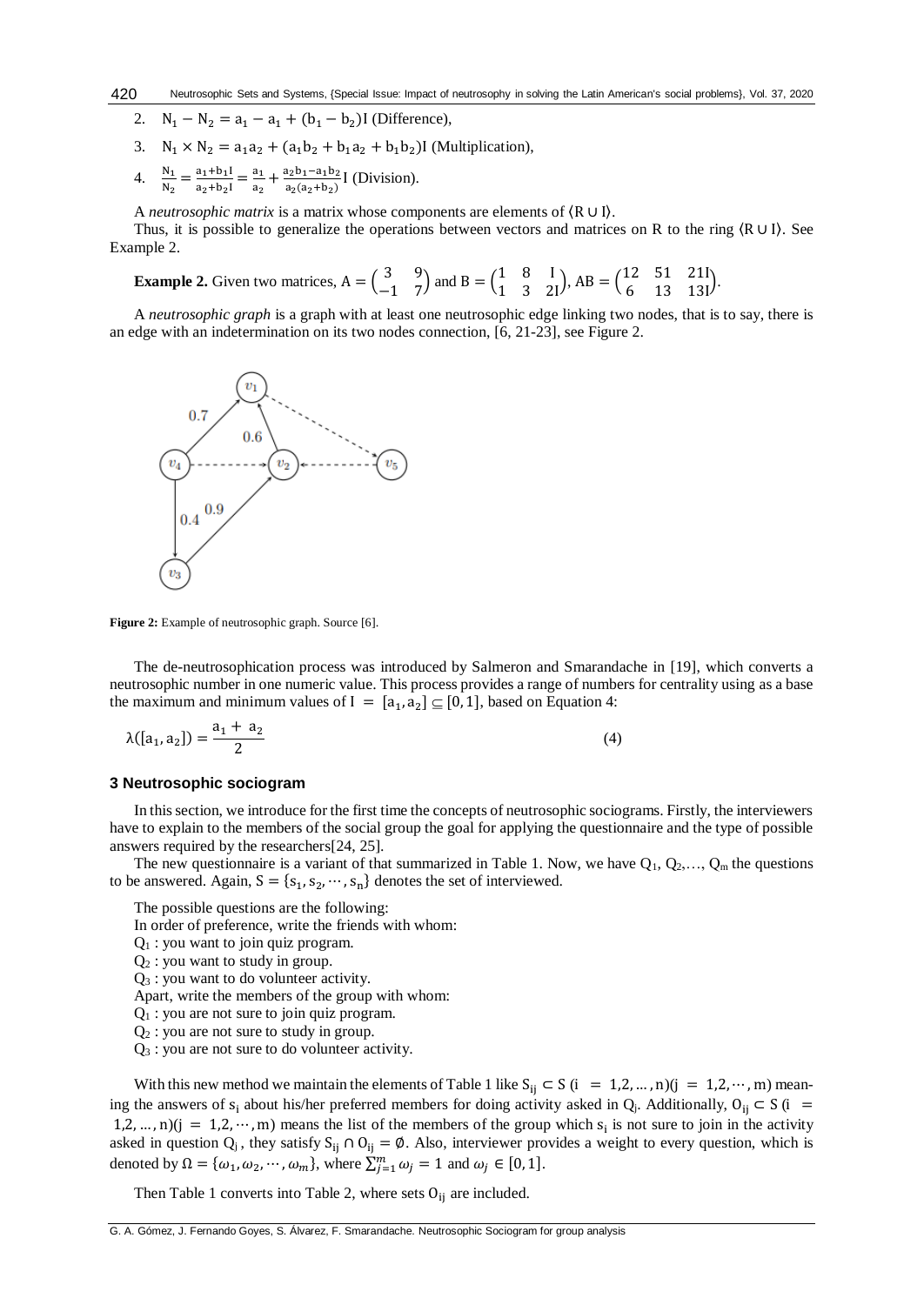2. $N_1 - N_2 = a_1 - a_1 + (b_1 - b_2)I$ (Difference),

3. $N_1 \times N_2 = a_1 a_2 + (a_1 b_2 + b_1 a_2 + b_1 b_2)I$ (Multiplication),

4. $\frac{N_1}{N_2} = \frac{a_1 + b_1 I}{a_2 + b_2 I} = \frac{a_1}{a_2} + \frac{a_2 b_1 - a_1 b_2}{a_2(a_2 + b_2)} I$ (Division).

A *neutrosophic matrix* is a matrix whose components are elements of $\langle R \cup I \rangle$.

Thus, it is possible to generalize the operations between vectors and matrices on R to the ring $\langle R \cup I \rangle$. See Example 2.

**Example 2.** Given two matrices, $A = \begin{pmatrix} 3 & 9 \\ -1 & 7 \end{pmatrix}$ and $B = \begin{pmatrix} 1 & 8 & I \\ 1 & 3 & 2I \end{pmatrix}$, $AB = \begin{pmatrix} 12 & 51 & 21I \\ 6 & 13 & 13I \end{pmatrix}$.

A *neutrosophic graph* is a graph with at least one neutrosophic edge linking two nodes, that is to say, there is an edge with an indetermination on its two nodes connection, [6, 21-23], see Figure 2.

**Figure 2:** Example of neutrosophic graph. Source [6].

The de-neutrosophication process was introduced by Salmeron and Smarandache in [19], which converts a neutrosophic number in one numeric value. This process provides a range of numbers for centrality using as a base the maximum and minimum values of $I = [a_1, a_2] \subseteq [0,1]$, based on Equation 4:

$$\lambda([a_1, a_2]) = \frac{a_1 + a_2}{2} \tag{4}$$

### 3 Neutrosophic sociogram

In this section, we introduce for the first time the concepts of neutrosophic sociograms. Firstly, the interviewers have to explain to the members of the social group the goal for applying the questionnaire and the type of possible answers required by the researchers[24, 25].

The new questionnaire is a variant of that summarized in Table 1. Now, we have $Q_1, Q_2, \ldots, Q_m$ the questions to be answered. Again, $S = \{s_1, s_2, \cdots, s_n\}$ denotes the set of interviewed.

The possible questions are the following:

In order of preference, write the friends with whom:

$Q_1$ : you want to join quiz program.

$Q_2$ : you want to study in group.

$Q_3$ : you want to do volunteer activity.

Apart, write the members of the group with whom:

$Q_1$ : you are not sure to join quiz program.

$Q_2$ : you are not sure to study in group.

$Q_3$ : you are not sure to do volunteer activity.

With this new method we maintain the elements of Table 1 like $S_{ij} \subset S$ $(i = 1,2,\ldots,n)(j = 1,2,\cdots,m)$ meaning the answers of $s_i$ about his/her preferred members for doing activity asked in $Q_j$. Additionally, $O_{ij} \subset S$ $(i = 1,2,\ldots,n)(j = 1,2,\cdots,m)$ means the list of the members of the group which $s_i$ is not sure to join in the activity asked in question $Q_j$, they satisfy $S_{ij} \cap O_{ij} = \emptyset$. Also, interviewer provides a weight to every question, which is denoted by $\Omega = \{\omega_1, \omega_2, \cdots, \omega_m\}$, where $\sum_{j=1}^{m} \omega_j = 1$ and $\omega_j \in [0,1]$.

Then Table 1 converts into Table 2, where sets $O_{ij}$ are included.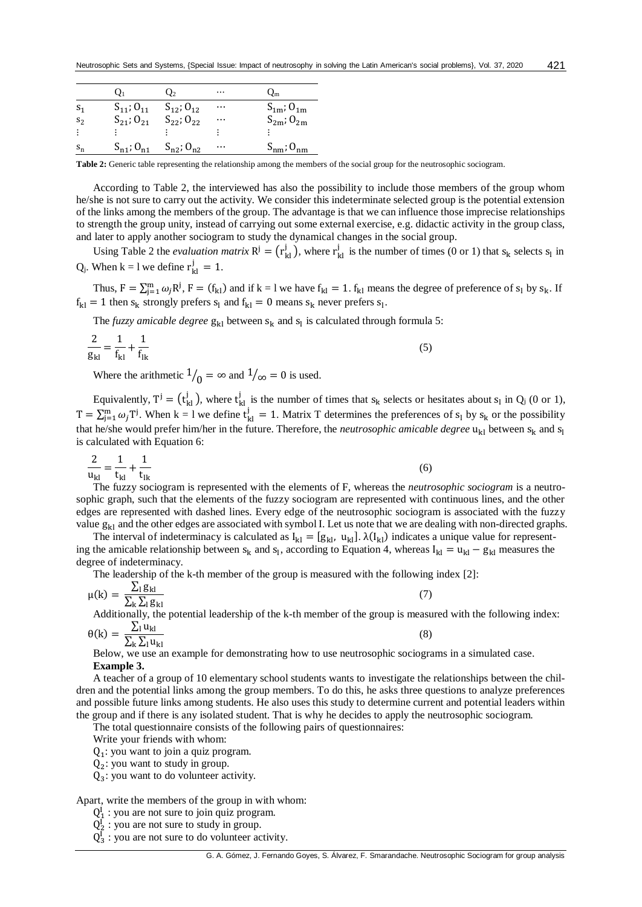| | $Q_1$ | $Q_2$ | ⋯ | $Q_m$ |
|---|---|---|---|---|
| $s_1$ | $S_{11}; O_{11}$ | $S_{12}; O_{12}$ | ⋯ | $S_{1m}; O_{1m}$ |
| $s_2$ | $S_{21}; O_{21}$ | $S_{22}; O_{22}$ | ⋯ | $S_{2m}; O_{2m}$ |
| ⋮ | ⋮ | ⋮ | ⋮ | ⋮ |
| $s_n$ | $S_{n1}; O_{n1}$ | $S_{n2}; O_{n2}$ | ⋯ | $S_{nm}; O_{nm}$ |

**Table 2:** Generic table representing the relationship among the members of the social group for the neutrosophic sociogram.

According to Table 2, the interviewed has also the possibility to include those members of the group whom he/she is not sure to carry out the activity. We consider this indeterminate selected group is the potential extension of the links among the members of the group. The advantage is that we can influence those imprecise relationships to strength the group unity, instead of carrying out some external exercise, e.g. didactic activity in the group class, and later to apply another sociogram to study the dynamical changes in the social group.

Using Table 2 the *evaluation matrix* $R^j = \left(r^j_{kl}\right)$, where $r^j_{kl}$ is the number of times (0 or 1) that $s_k$ selects $s_l$ in $Q_j$. When k = l we define $r^j_{kl} = 1$.

Thus, $F = \sum_{j=1}^{m} \omega_j R^j$, $F = (f_{kl})$ and if k = l we have $f_{kl} = 1$. $f_{kl}$ means the degree of preference of $s_l$ by $s_k$. If $f_{kl} = 1$ then $s_k$ strongly prefers $s_l$ and $f_{kl} = 0$ means $s_k$ never prefers $s_l$.

The *fuzzy amicable degree* $g_{kl}$ between $s_k$ and $s_l$ is calculated through formula 5:

$$\frac{2}{g_{kl}} = \frac{1}{f_{kl}} + \frac{1}{f_{lk}} \tag{5}$$

Where the arithmetic $1/_0 = \infty$ and $1/_\infty = 0$ is used.

Equivalently, $T^j = \left(t^j_{kl}\right)$, where $t^j_{kl}$ is the number of times that $s_k$ selects or hesitates about $s_l$ in $Q_j$ (0 or 1), $T = \sum_{j=1}^{m} \omega_j T^j$. When k = l we define $t^j_{kl} = 1$. Matrix T determines the preferences of $s_l$ by $s_k$ or the possibility that he/she would prefer him/her in the future. Therefore, the *neutrosophic amicable degree* $u_{kl}$ between $s_k$ and $s_l$ is calculated with Equation 6:

$$\frac{2}{u_{kl}} = \frac{1}{t_{kl}} + \frac{1}{t_{lk}} \tag{6}$$

The fuzzy sociogram is represented with the elements of F, whereas the *neutrosophic sociogram* is a neutrosophic graph, such that the elements of the fuzzy sociogram are represented with continuous lines, and the other edges are represented with dashed lines. Every edge of the neutrosophic sociogram is associated with the fuzzy value $g_{kl}$ and the other edges are associated with symbol I. Let us note that we are dealing with non-directed graphs.

The interval of indeterminacy is calculated as $I_{kl} = [g_{kl}, u_{kl}]$. $\lambda(I_{kl})$ indicates a unique value for representing the amicable relationship between $s_k$ and $s_l$, according to Equation 4, whereas $I_{kl} = u_{kl} - g_{kl}$ measures the degree of indeterminacy.

The leadership of the k-th member of the group is measured with the following index [2]:

$$\mu(k) = \frac{\sum_l g_{kl}}{\sum_k \sum_l g_{kl}} \tag{7}$$

Additionally, the potential leadership of the k-th member of the group is measured with the following index:

$$\theta(k) = \frac{\sum_l u_{kl}}{\sum_k \sum_l u_{kl}} \tag{8}$$

Below, we use an example for demonstrating how to use neutrosophic sociograms in a simulated case.

**Example 3.**

A teacher of a group of 10 elementary school students wants to investigate the relationships between the children and the potential links among the group members. To do this, he asks three questions to analyze preferences and possible future links among students. He also uses this study to determine current and potential leaders within the group and if there is any isolated student. That is why he decides to apply the neutrosophic sociogram.

The total questionnaire consists of the following pairs of questionnaires:

Write your friends with whom:

$Q_1$: you want to join a quiz program.

$Q_2$: you want to study in group.

$Q_3$: you want to do volunteer activity.

Apart, write the members of the group in with whom:

$Q^I_1$ : you are not sure to join quiz program.

$Q^I_2$ : you are not sure to study in group.

$Q^I_3$ : you are not sure to do volunteer activity.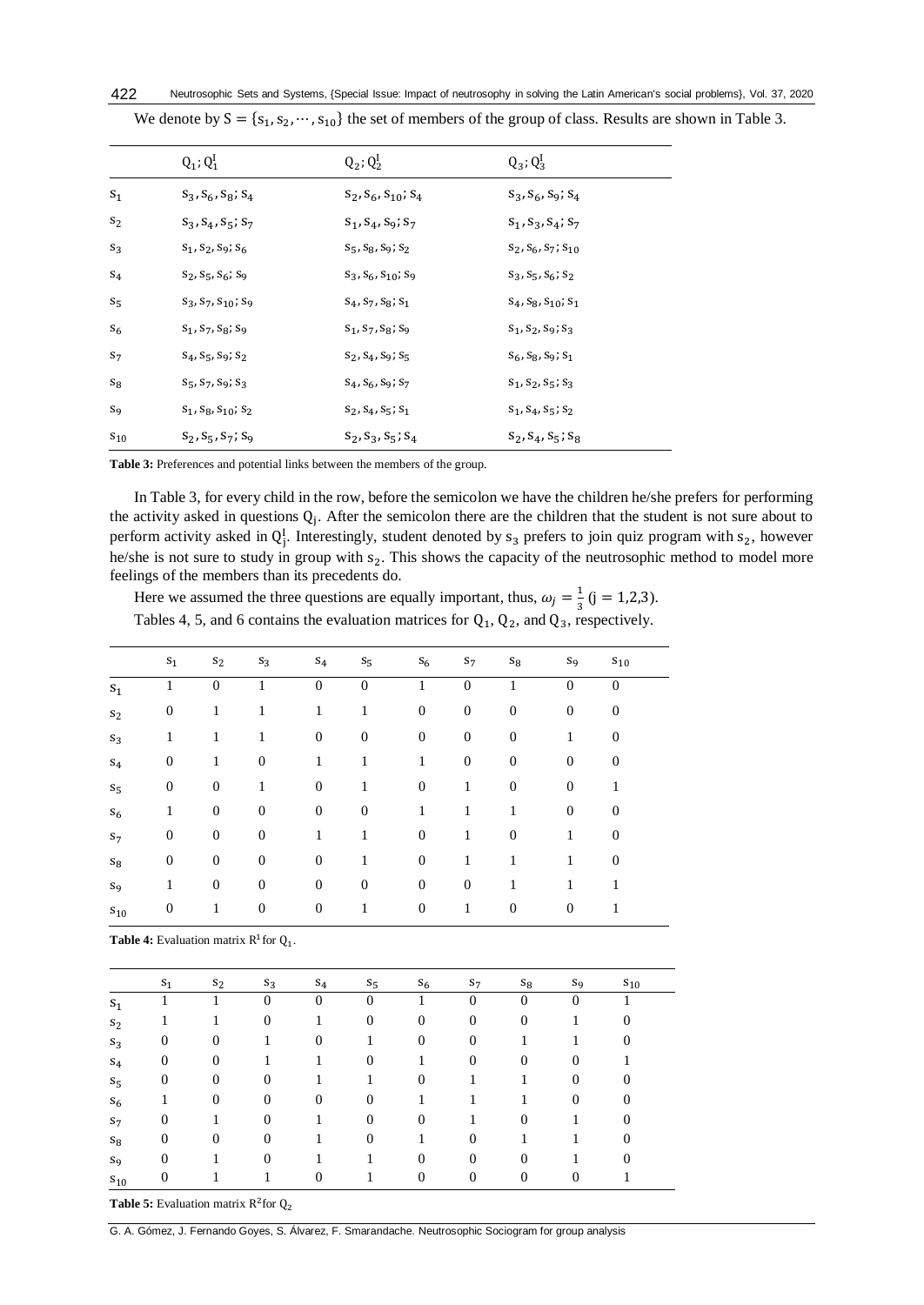We denote by $S = \{s_1, s_2, \cdots, s_{10}\}$ the set of members of the group of class. Results are shown in Table 3.

| | $Q_1; Q_1^I$ | $Q_2; Q_2^I$ | $Q_3; Q_3^I$ |
|---|---|---|---|
| $s_1$ | $s_3, s_6, s_8; s_4$ | $s_2, s_6, s_{10}; s_4$ | $s_3, s_6, s_9; s_4$ |
| $s_2$ | $s_3, s_4, s_5; s_7$ | $s_1, s_4, s_9; s_7$ | $s_1, s_3, s_4; s_7$ |
| $s_3$ | $s_1, s_2, s_9; s_6$ | $s_5, s_8, s_9; s_2$ | $s_2, s_6, s_7; s_{10}$ |
| $s_4$ | $s_2, s_5, s_6; s_9$ | $s_3, s_6, s_{10}; s_9$ | $s_3, s_5, s_6; s_2$ |
| $s_5$ | $s_3, s_7, s_{10}; s_9$ | $s_4, s_7, s_8; s_1$ | $s_4, s_8, s_{10}; s_1$ |
| $s_6$ | $s_1, s_7, s_8; s_9$ | $s_1, s_7, s_8; s_9$ | $s_1, s_2, s_9; s_3$ |
| $s_7$ | $s_4, s_5, s_9; s_2$ | $s_2, s_4, s_9; s_5$ | $s_6, s_8, s_9; s_1$ |
| $s_8$ | $s_5, s_7, s_9; s_3$ | $s_4, s_6, s_9; s_7$ | $s_1, s_2, s_5; s_3$ |
| $s_9$ | $s_1, s_8, s_{10}; s_2$ | $s_2, s_4, s_5; s_1$ | $s_1, s_4, s_5; s_2$ |
| $s_{10}$ | $s_2, s_5, s_7; s_9$ | $s_2, s_3, s_5; s_4$ | $s_2, s_4, s_5; s_8$ |

**Table 3:** Preferences and potential links between the members of the group.

In Table 3, for every child in the row, before the semicolon we have the children he/she prefers for performing the activity asked in questions $Q_j$. After the semicolon there are the children that the student is not sure about to perform activity asked in $Q_j^I$. Interestingly, student denoted by $s_3$ prefers to join quiz program with $s_2$, however he/she is not sure to study in group with $s_2$. This shows the capacity of the neutrosophic method to model more feelings of the members than its precedents do.

Here we assumed the three questions are equally important, thus, $\omega_j = \frac{1}{3}$ $(j = 1,2,3)$.

Tables 4, 5, and 6 contains the evaluation matrices for $Q_1$, $Q_2$, and $Q_3$, respectively.

| | $s_1$ | $s_2$ | $s_3$ | $s_4$ | $s_5$ | $s_6$ | $s_7$ | $s_8$ | $s_9$ | $s_{10}$ |
|---|---|---|---|---|---|---|---|---|---|---|
| $s_1$ | 1 | 0 | 1 | 0 | 0 | 1 | 0 | 1 | 0 | 0 |
| $s_2$ | 0 | 1 | 1 | 1 | 1 | 0 | 0 | 0 | 0 | 0 |
| $s_3$ | 1 | 1 | 1 | 0 | 0 | 0 | 0 | 0 | 1 | 0 |
| $s_4$ | 0 | 1 | 0 | 1 | 1 | 1 | 0 | 0 | 0 | 0 |
| $s_5$ | 0 | 0 | 1 | 0 | 1 | 0 | 1 | 0 | 0 | 1 |
| $s_6$ | 1 | 0 | 0 | 0 | 0 | 1 | 1 | 1 | 0 | 0 |
| $s_7$ | 0 | 0 | 0 | 1 | 1 | 0 | 1 | 0 | 1 | 0 |
| $s_8$ | 0 | 0 | 0 | 0 | 1 | 0 | 1 | 1 | 1 | 0 |
| $s_9$ | 1 | 0 | 0 | 0 | 0 | 0 | 0 | 1 | 1 | 1 |
| $s_{10}$ | 0 | 1 | 0 | 0 | 1 | 0 | 1 | 0 | 0 | 1 |

**Table 4:** Evaluation matrix $R^1$ for $Q_1$.

| | $s_1$ | $s_2$ | $s_3$ | $s_4$ | $s_5$ | $s_6$ | $s_7$ | $s_8$ | $s_9$ | $s_{10}$ |
|---|---|---|---|---|---|---|---|---|---|---|
| $s_1$ | 1 | 1 | 0 | 0 | 0 | 1 | 0 | 0 | 0 | 1 |
| $s_2$ | 1 | 1 | 0 | 1 | 0 | 0 | 0 | 0 | 1 | 0 |
| $s_3$ | 0 | 0 | 1 | 0 | 1 | 0 | 0 | 1 | 1 | 0 |
| $s_4$ | 0 | 0 | 1 | 1 | 0 | 1 | 0 | 0 | 0 | 1 |
| $s_5$ | 0 | 0 | 0 | 1 | 1 | 0 | 1 | 1 | 0 | 0 |
| $s_6$ | 1 | 0 | 0 | 0 | 0 | 1 | 1 | 1 | 0 | 0 |
| $s_7$ | 0 | 1 | 0 | 1 | 0 | 0 | 1 | 0 | 1 | 0 |
| $s_8$ | 0 | 0 | 0 | 1 | 0 | 1 | 0 | 1 | 1 | 0 |
| $s_9$ | 0 | 1 | 0 | 1 | 1 | 0 | 0 | 0 | 1 | 0 |
| $s_{10}$ | 0 | 1 | 1 | 0 | 1 | 0 | 0 | 0 | 0 | 1 |

**Table 5:** Evaluation matrix $R^2$ for $Q_2$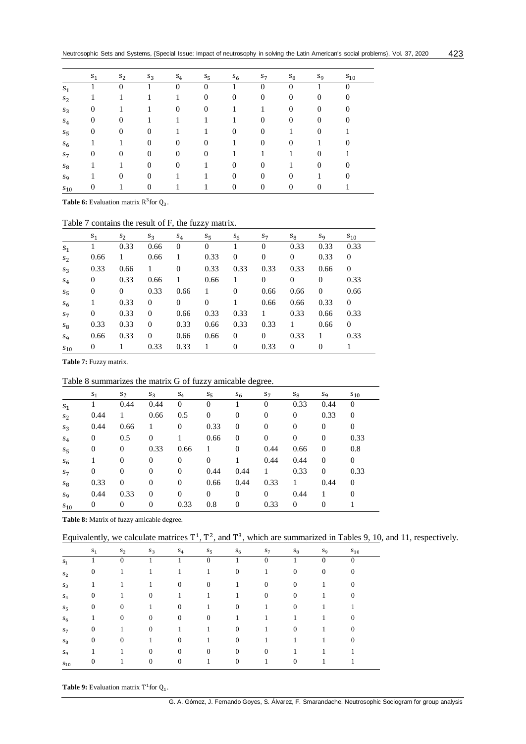| | $s_1$ | $s_2$ | $s_3$ | $s_4$ | $s_5$ | $s_6$ | $s_7$ | $s_8$ | $s_9$ | $s_{10}$ |
|---|---|---|---|---|---|---|---|---|---|---|
| $s_1$ | 1 | 0 | 1 | 0 | 0 | 1 | 0 | 0 | 1 | 0 |
| $s_2$ | 1 | 1 | 1 | 1 | 0 | 0 | 0 | 0 | 0 | 0 |
| $s_3$ | 0 | 1 | 1 | 0 | 0 | 1 | 1 | 0 | 0 | 0 |
| $s_4$ | 0 | 0 | 1 | 1 | 1 | 1 | 0 | 0 | 0 | 0 |
| $s_5$ | 0 | 0 | 0 | 1 | 1 | 0 | 0 | 1 | 0 | 1 |
| $s_6$ | 1 | 1 | 0 | 0 | 0 | 1 | 0 | 0 | 1 | 0 |
| $s_7$ | 0 | 0 | 0 | 0 | 0 | 1 | 1 | 1 | 0 | 1 |
| $s_8$ | 1 | 1 | 0 | 0 | 1 | 0 | 0 | 1 | 0 | 0 |
| $s_9$ | 1 | 0 | 0 | 1 | 1 | 0 | 0 | 0 | 1 | 0 |
| $s_{10}$ | 0 | 1 | 0 | 1 | 1 | 0 | 0 | 0 | 0 | 1 |

**Table 6:** Evaluation matrix $R^3$ for $Q_3$.

Table 7 contains the result of F, the fuzzy matrix.

| | $s_1$ | $s_2$ | $s_3$ | $s_4$ | $s_5$ | $s_6$ | $s_7$ | $s_8$ | $s_9$ | $s_{10}$ |
|---|---|---|---|---|---|---|---|---|---|---|
| $s_1$ | 1 | 0.33 | 0.66 | 0 | 0 | 1 | 0 | 0.33 | 0.33 | 0.33 |
| $s_2$ | 0.66 | 1 | 0.66 | 1 | 0.33 | 0 | 0 | 0 | 0.33 | 0 |
| $s_3$ | 0.33 | 0.66 | 1 | 0 | 0.33 | 0.33 | 0.33 | 0.33 | 0.66 | 0 |
| $s_4$ | 0 | 0.33 | 0.66 | 1 | 0.66 | 1 | 0 | 0 | 0 | 0.33 |
| $s_5$ | 0 | 0 | 0.33 | 0.66 | 1 | 0 | 0.66 | 0.66 | 0 | 0.66 |
| $s_6$ | 1 | 0.33 | 0 | 0 | 0 | 1 | 0.66 | 0.66 | 0.33 | 0 |
| $s_7$ | 0 | 0.33 | 0 | 0.66 | 0.33 | 0.33 | 1 | 0.33 | 0.66 | 0.33 |
| $s_8$ | 0.33 | 0.33 | 0 | 0.33 | 0.66 | 0.33 | 0.33 | 1 | 0.66 | 0 |
| $s_9$ | 0.66 | 0.33 | 0 | 0.66 | 0.66 | 0 | 0 | 0.33 | 1 | 0.33 |
| $s_{10}$ | 0 | 1 | 0.33 | 0.33 | 1 | 0 | 0.33 | 0 | 0 | 1 |

**Table 7:** Fuzzy matrix.

Table 8 summarizes the matrix G of fuzzy amicable degree.

| | $s_1$ | $s_2$ | $s_3$ | $s_4$ | $s_5$ | $s_6$ | $s_7$ | $s_8$ | $s_9$ | $s_{10}$ |
|---|---|---|---|---|---|---|---|---|---|---|
| $s_1$ | 1 | 0.44 | 0.44 | 0 | 0 | 1 | 0 | 0.33 | 0.44 | 0 |
| $s_2$ | 0.44 | 1 | 0.66 | 0.5 | 0 | 0 | 0 | 0 | 0.33 | 0 |
| $s_3$ | 0.44 | 0.66 | 1 | 0 | 0.33 | 0 | 0 | 0 | 0 | 0 |
| $s_4$ | 0 | 0.5 | 0 | 1 | 0.66 | 0 | 0 | 0 | 0 | 0.33 |
| $s_5$ | 0 | 0 | 0.33 | 0.66 | 1 | 0 | 0.44 | 0.66 | 0 | 0.8 |
| $s_6$ | 1 | 0 | 0 | 0 | 0 | 1 | 0.44 | 0.44 | 0 | 0 |
| $s_7$ | 0 | 0 | 0 | 0 | 0.44 | 0.44 | 1 | 0.33 | 0 | 0.33 |
| $s_8$ | 0.33 | 0 | 0 | 0 | 0.66 | 0.44 | 0.33 | 1 | 0.44 | 0 |
| $s_9$ | 0.44 | 0.33 | 0 | 0 | 0 | 0 | 0 | 0.44 | 1 | 0 |
| $s_{10}$ | 0 | 0 | 0 | 0.33 | 0.8 | 0 | 0.33 | 0 | 0 | 1 |

**Table 8:** Matrix of fuzzy amicable degree.

Equivalently, we calculate matrices $T^1$, $T^2$, and $T^3$, which are summarized in Tables 9, 10, and 11, respectively.

| | $s_1$ | $s_2$ | $s_3$ | $s_4$ | $s_5$ | $s_6$ | $s_7$ | $s_8$ | $s_9$ | $s_{10}$ |
|---|---|---|---|---|---|---|---|---|---|---|
| $s_1$ | 1 | 0 | 1 | 1 | 0 | 1 | 0 | 1 | 0 | 0 |
| $s_2$ | 0 | 1 | 1 | 1 | 1 | 0 | 1 | 0 | 0 | 0 |
| $s_3$ | 1 | 1 | 1 | 0 | 0 | 1 | 0 | 0 | 1 | 0 |
| $s_4$ | 0 | 1 | 0 | 1 | 1 | 1 | 0 | 0 | 1 | 0 |
| $s_5$ | 0 | 0 | 1 | 0 | 1 | 0 | 1 | 0 | 1 | 1 |
| $s_6$ | 1 | 0 | 0 | 0 | 0 | 1 | 1 | 1 | 1 | 0 |
| $s_7$ | 0 | 1 | 0 | 1 | 1 | 0 | 1 | 0 | 1 | 0 |
| $s_8$ | 0 | 0 | 1 | 0 | 1 | 0 | 1 | 1 | 1 | 0 |
| $s_9$ | 1 | 1 | 0 | 0 | 0 | 0 | 0 | 1 | 1 | 1 |
| $s_{10}$ | 0 | 1 | 0 | 0 | 1 | 0 | 1 | 0 | 1 | 1 |

**Table 9:** Evaluation matrix $T^1$ for $Q_1$.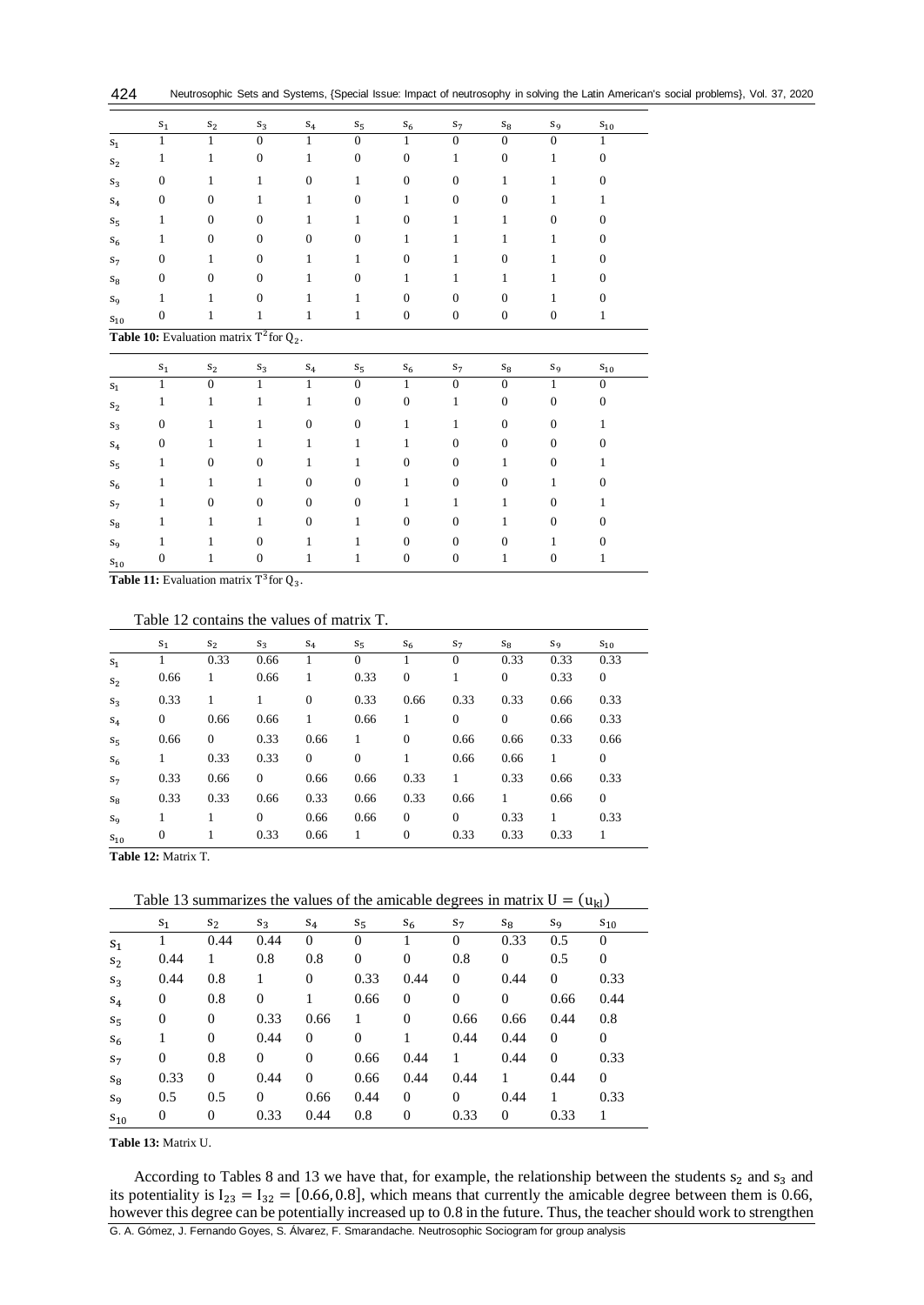|  | $s_1$ | $s_2$ | $s_3$ | $s_4$ | $s_5$ | $s_6$ | $s_7$ | $s_8$ | $s_9$ | $s_{10}$ |
|---|---|---|---|---|---|---|---|---|---|---|
| $s_1$ | 1 | 1 | 0 | 1 | 0 | 1 | 0 | 0 | 0 | 1 |
| $s_2$ | 1 | 1 | 0 | 1 | 0 | 0 | 1 | 0 | 1 | 0 |
| $s_3$ | 0 | 1 | 1 | 0 | 1 | 0 | 0 | 1 | 1 | 0 |
| $s_4$ | 0 | 0 | 1 | 1 | 0 | 1 | 0 | 0 | 1 | 1 |
| $s_5$ | 1 | 0 | 0 | 1 | 1 | 0 | 1 | 1 | 0 | 0 |
| $s_6$ | 1 | 0 | 0 | 0 | 0 | 1 | 1 | 1 | 1 | 0 |
| $s_7$ | 0 | 1 | 0 | 1 | 1 | 0 | 1 | 0 | 1 | 0 |
| $s_8$ | 0 | 0 | 0 | 1 | 0 | 1 | 1 | 1 | 1 | 0 |
| $s_9$ | 1 | 1 | 0 | 1 | 1 | 0 | 0 | 0 | 1 | 0 |
| $s_{10}$ | 0 | 1 | 1 | 1 | 1 | 0 | 0 | 0 | 0 | 1 |

**Table 10:** Evaluation matrix $T^2$ for $Q_2$.

|  | $s_1$ | $s_2$ | $s_3$ | $s_4$ | $s_5$ | $s_6$ | $s_7$ | $s_8$ | $s_9$ | $s_{10}$ |
|---|---|---|---|---|---|---|---|---|---|---|
| $s_1$ | 1 | 0 | 1 | 1 | 0 | 1 | 0 | 0 | 1 | 0 |
| $s_2$ | 1 | 1 | 1 | 1 | 0 | 0 | 1 | 0 | 0 | 0 |
| $s_3$ | 0 | 1 | 1 | 0 | 0 | 1 | 1 | 0 | 0 | 1 |
| $s_4$ | 0 | 1 | 1 | 1 | 1 | 1 | 0 | 0 | 0 | 0 |
| $s_5$ | 1 | 0 | 0 | 1 | 1 | 0 | 0 | 1 | 0 | 1 |
| $s_6$ | 1 | 1 | 1 | 0 | 0 | 1 | 0 | 0 | 1 | 0 |
| $s_7$ | 1 | 0 | 0 | 0 | 0 | 1 | 1 | 1 | 0 | 1 |
| $s_8$ | 1 | 1 | 1 | 0 | 1 | 0 | 0 | 1 | 0 | 0 |
| $s_9$ | 1 | 1 | 0 | 1 | 1 | 0 | 0 | 0 | 1 | 0 |
| $s_{10}$ | 0 | 1 | 0 | 1 | 1 | 0 | 0 | 1 | 0 | 1 |

**Table 11:** Evaluation matrix $T^3$ for $Q_3$.

Table 12 contains the values of matrix T.

|  | $s_1$ | $s_2$ | $s_3$ | $s_4$ | $s_5$ | $s_6$ | $s_7$ | $s_8$ | $s_9$ | $s_{10}$ |
|---|---|---|---|---|---|---|---|---|---|---|
| $s_1$ | 1 | 0.33 | 0.66 | 1 | 0 | 1 | 0 | 0.33 | 0.33 | 0.33 |
| $s_2$ | 0.66 | 1 | 0.66 | 1 | 0.33 | 0 | 1 | 0 | 0.33 | 0 |
| $s_3$ | 0.33 | 1 | 1 | 0 | 0.33 | 0.66 | 0.33 | 0.33 | 0.66 | 0.33 |
| $s_4$ | 0 | 0.66 | 0.66 | 1 | 0.66 | 1 | 0 | 0 | 0.66 | 0.33 |
| $s_5$ | 0.66 | 0 | 0.33 | 0.66 | 1 | 0 | 0.66 | 0.66 | 0.33 | 0.66 |
| $s_6$ | 1 | 0.33 | 0.33 | 0 | 0 | 1 | 0.66 | 0.66 | 1 | 0 |
| $s_7$ | 0.33 | 0.66 | 0 | 0.66 | 0.66 | 0.33 | 1 | 0.33 | 0.66 | 0.33 |
| $s_8$ | 0.33 | 0.33 | 0.66 | 0.33 | 0.66 | 0.33 | 0.66 | 1 | 0.66 | 0 |
| $s_9$ | 1 | 1 | 0 | 0.66 | 0.66 | 0 | 0 | 0.33 | 1 | 0.33 |
| $s_{10}$ | 0 | 1 | 0.33 | 0.66 | 1 | 0 | 0.33 | 0.33 | 0.33 | 1 |

**Table 12:** Matrix T.

Table 13 summarizes the values of the amicable degrees in matrix $U = (u_{kl})$

|  | $s_1$ | $s_2$ | $s_3$ | $s_4$ | $s_5$ | $s_6$ | $s_7$ | $s_8$ | $s_9$ | $s_{10}$ |
|---|---|---|---|---|---|---|---|---|---|---|
| $s_1$ | 1 | 0.44 | 0.44 | 0 | 0 | 1 | 0 | 0.33 | 0.5 | 0 |
| $s_2$ | 0.44 | 1 | 0.8 | 0.8 | 0 | 0 | 0.8 | 0 | 0.5 | 0 |
| $s_3$ | 0.44 | 0.8 | 1 | 0 | 0.33 | 0.44 | 0 | 0.44 | 0 | 0.33 |
| $s_4$ | 0 | 0.8 | 0 | 1 | 0.66 | 0 | 0 | 0 | 0.66 | 0.44 |
| $s_5$ | 0 | 0 | 0.33 | 0.66 | 1 | 0 | 0.66 | 0.66 | 0.44 | 0.8 |
| $s_6$ | 1 | 0 | 0.44 | 0 | 0 | 1 | 0.44 | 0.44 | 0 | 0 |
| $s_7$ | 0 | 0.8 | 0 | 0 | 0.66 | 0.44 | 1 | 0.44 | 0 | 0.33 |
| $s_8$ | 0.33 | 0 | 0.44 | 0 | 0.66 | 0.44 | 0.44 | 1 | 0.44 | 0 |
| $s_9$ | 0.5 | 0.5 | 0 | 0.66 | 0.44 | 0 | 0 | 0.44 | 1 | 0.33 |
| $s_{10}$ | 0 | 0 | 0.33 | 0.44 | 0.8 | 0 | 0.33 | 0 | 0.33 | 1 |

**Table 13:** Matrix U.

According to Tables 8 and 13 we have that, for example, the relationship between the students $s_2$ and $s_3$ and its potentiality is $I_{23} = I_{32} = [0.66, 0.8]$, which means that currently the amicable degree between them is 0.66, however this degree can be potentially increased up to 0.8 in the future. Thus, the teacher should work to strengthen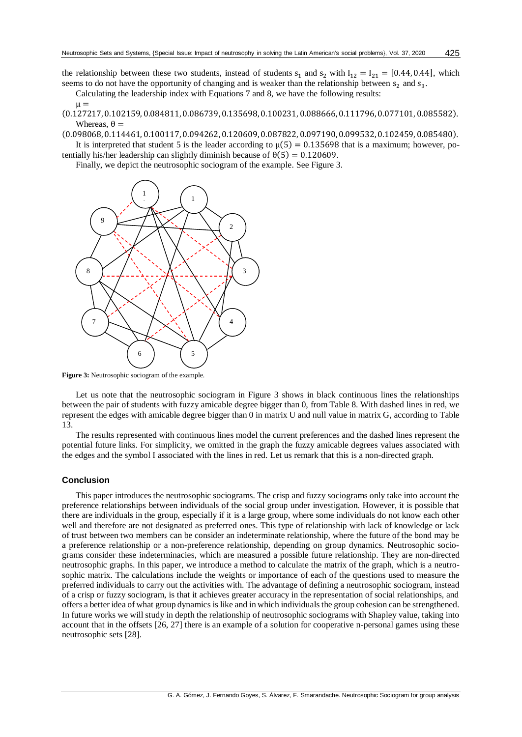the relationship between these two students, instead of students $s_1$ and $s_2$ with $I_{12} = I_{21} = [0.44, 0.44]$, which seems to do not have the opportunity of changing and is weaker than the relationship between $s_2$ and $s_3$.

Calculating the leadership index with Equations 7 and 8, we have the following results:

$\mu =$ $(0.127217, 0.102159, 0.084811, 0.086739, 0.135698, 0.100231, 0.088666, 0.111796, 0.077101, 0.085582)$.

Whereas, $\theta =$ $(0.098068, 0.114461, 0.100117, 0.094262, 0.120609, 0.087822, 0.097190, 0.099532, 0.102459, 0.085480)$.

It is interpreted that student 5 is the leader according to $\mu(5) = 0.135698$ that is a maximum; however, potentially his/her leadership can slightly diminish because of $\theta(5) = 0.120609$.

Finally, we depict the neutrosophic sociogram of the example. See Figure 3.

**Figure 3:** Neutrosophic sociogram of the example.

Let us note that the neutrosophic sociogram in Figure 3 shows in black continuous lines the relationships between the pair of students with fuzzy amicable degree bigger than 0, from Table 8. With dashed lines in red, we represent the edges with amicable degree bigger than 0 in matrix U and null value in matrix G, according to Table 13.

The results represented with continuous lines model the current preferences and the dashed lines represent the potential future links. For simplicity, we omitted in the graph the fuzzy amicable degrees values associated with the edges and the symbol I associated with the lines in red. Let us remark that this is a non-directed graph.

## Conclusion

This paper introduces the neutrosophic sociograms. The crisp and fuzzy sociograms only take into account the preference relationships between individuals of the social group under investigation. However, it is possible that there are individuals in the group, especially if it is a large group, where some individuals do not know each other well and therefore are not designated as preferred ones. This type of relationship with lack of knowledge or lack of trust between two members can be consider an indeterminate relationship, where the future of the bond may be a preference relationship or a non-preference relationship, depending on group dynamics. Neutrosophic sociograms consider these indeterminacies, which are measured a possible future relationship. They are non-directed neutrosophic graphs. In this paper, we introduce a method to calculate the matrix of the graph, which is a neutrosophic matrix. The calculations include the weights or importance of each of the questions used to measure the preferred individuals to carry out the activities with. The advantage of defining a neutrosophic sociogram, instead of a crisp or fuzzy sociogram, is that it achieves greater accuracy in the representation of social relationships, and offers a better idea of what group dynamics is like and in which individuals the group cohesion can be strengthened. In future works we will study in depth the relationship of neutrosophic sociograms with Shapley value, taking into account that in the offsets [26, 27] there is an example of a solution for cooperative n-personal games using these neutrosophic sets [28].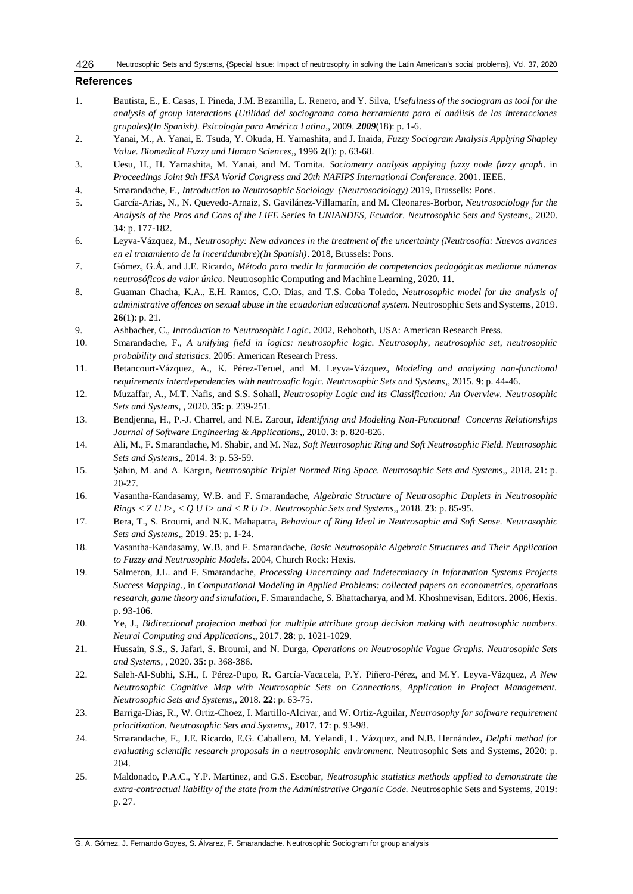## References

1. Bautista, E., E. Casas, I. Pineda, J.M. Bezanilla, L. Renero, and Y. Silva, *Usefulness of the sociogram as tool for the analysis of group interactions (Utilidad del sociograma como herramienta para el análisis de las interacciones grupales)(In Spanish). Psicologia para América Latina*,, 2009. ***2009***(18): p. 1-6.
2. Yanai, M., A. Yanai, E. Tsuda, Y. Okuda, H. Yamashita, and J. Inaida, *Fuzzy Sociogram Analysis Applying Shapley Value. Biomedical Fuzzy and Human Sciences*,, 1996 **2**(I): p. 63-68.
3. Uesu, H., H. Yamashita, M. Yanai, and M. Tomita. *Sociometry analysis applying fuzzy node fuzzy graph*. in *Proceedings Joint 9th IFSA World Congress and 20th NAFIPS International Conference*. 2001. IEEE.
4. Smarandache, F., *Introduction to Neutrosophic Sociology (Neutrosociology)* 2019, Brussells: Pons.
5. García-Arias, N., N. Quevedo-Arnaiz, S. Gavilánez-Villamarín, and M. Cleonares-Borbor, *Neutrosociology for the Analysis of the Pros and Cons of the LIFE Series in UNIANDES, Ecuador. Neutrosophic Sets and Systems*,, 2020. **34**: p. 177-182.
6. Leyva-Vázquez, M., *Neutrosophy: New advances in the treatment of the uncertainty (Neutrosofía: Nuevos avances en el tratamiento de la incertidumbre)(In Spanish)*. 2018, Brussels: Pons.
7. Gómez, G.Á. and J.E. Ricardo, *Método para medir la formación de competencias pedagógicas mediante números neutrosóficos de valor único.* Neutrosophic Computing and Machine Learning, 2020. **11**.
8. Guaman Chacha, K.A., E.H. Ramos, C.O. Dias, and T.S. Coba Toledo, *Neutrosophic model for the analysis of administrative offences on sexual abuse in the ecuadorian educational system.* Neutrosophic Sets and Systems, 2019. **26**(1): p. 21.
9. Ashbacher, C., *Introduction to Neutrosophic Logic*. 2002, Rehoboth, USA: American Research Press.
10. Smarandache, F., *A unifying field in logics: neutrosophic logic. Neutrosophy, neutrosophic set, neutrosophic probability and statistics*. 2005: American Research Press.
11. Betancourt-Vázquez, A., K. Pérez-Teruel, and M. Leyva-Vázquez, *Modeling and analyzing non-functional requirements interdependencies with neutrosofic logic. Neutrosophic Sets and Systems*,, 2015. **9**: p. 44-46.
12. Muzaffar, A., M.T. Nafis, and S.S. Sohail, *Neutrosophy Logic and its Classification: An Overview. Neutrosophic Sets and Systems*, , 2020. **35**: p. 239-251.
13. Bendjenna, H., P.-J. Charrel, and N.E. Zarour, *Identifying and Modeling Non-Functional Concerns Relationships Journal of Software Engineering & Applications*,, 2010. **3**: p. 820-826.
14. Ali, M., F. Smarandache, M. Shabir, and M. Naz, *Soft Neutrosophic Ring and Soft Neutrosophic Field. Neutrosophic Sets and Systems*,, 2014. **3**: p. 53-59.
15. Şahin, M. and A. Kargın, *Neutrosophic Triplet Normed Ring Space. Neutrosophic Sets and Systems*,, 2018. **21**: p. 20-27.
16. Vasantha-Kandasamy, W.B. and F. Smarandache, *Algebraic Structure of Neutrosophic Duplets in Neutrosophic Rings < Z U I>, < Q U I> and < R U I>. Neutrosophic Sets and Systems*,, 2018. **23**: p. 85-95.
17. Bera, T., S. Broumi, and N.K. Mahapatra, *Behaviour of Ring Ideal in Neutrosophic and Soft Sense. Neutrosophic Sets and Systems*,, 2019. **25**: p. 1-24.
18. Vasantha-Kandasamy, W.B. and F. Smarandache, *Basic Neutrosophic Algebraic Structures and Their Application to Fuzzy and Neutrosophic Models*. 2004, Church Rock: Hexis.
19. Salmeron, J.L. and F. Smarandache, *Processing Uncertainty and Indeterminacy in Information Systems Projects Success Mapping.*, in *Computational Modeling in Applied Problems: collected papers on econometrics, operations research, game theory and simulation*, F. Smarandache, S. Bhattacharya, and M. Khoshnevisan, Editors. 2006, Hexis. p. 93-106.
20. Ye, J., *Bidirectional projection method for multiple attribute group decision making with neutrosophic numbers. Neural Computing and Applications*,, 2017. **28**: p. 1021-1029.
21. Hussain, S.S., S. Jafari, S. Broumi, and N. Durga, *Operations on Neutrosophic Vague Graphs. Neutrosophic Sets and Systems*, , 2020. **35**: p. 368-386.
22. Saleh-Al-Subhi, S.H., I. Pérez-Pupo, R. García-Vacacela, P.Y. Piñero-Pérez, and M.Y. Leyva-Vázquez, *A New Neutrosophic Cognitive Map with Neutrosophic Sets on Connections, Application in Project Management. Neutrosophic Sets and Systems*,, 2018. **22**: p. 63-75.
23. Barriga-Dias, R., W. Ortiz-Choez, I. Martillo-Alcivar, and W. Ortiz-Aguilar, *Neutrosophy for software requirement prioritization. Neutrosophic Sets and Systems*,, 2017. **17**: p. 93-98.
24. Smarandache, F., J.E. Ricardo, E.G. Caballero, M. Yelandi, L. Vázquez, and N.B. Hernández, *Delphi method for evaluating scientific research proposals in a neutrosophic environment.* Neutrosophic Sets and Systems, 2020: p. 204.
25. Maldonado, P.A.C., Y.P. Martinez, and G.S. Escobar, *Neutrosophic statistics methods applied to demonstrate the extra-contractual liability of the state from the Administrative Organic Code.* Neutrosophic Sets and Systems, 2019: p. 27.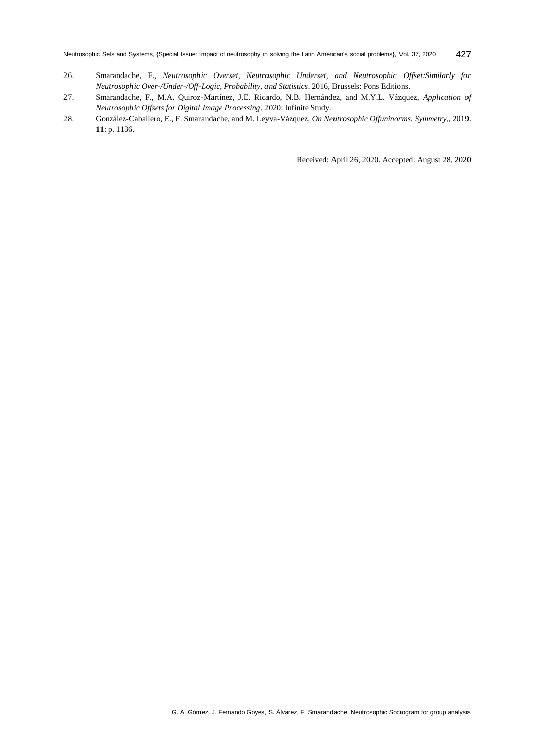26. Smarandache, F., *Neutrosophic Overset, Neutrosophic Underset, and Neutrosophic Offset:Similarly for Neutrosophic Over-/Under-/Off-Logic, Probability, and Statistics*. 2016, Brussels: Pons Editions.
27. Smarandache, F., M.A. Quiroz-Martínez, J.E. Ricardo, N.B. Hernández, and M.Y.L. Vázquez, *Application of Neutrosophic Offsets for Digital Image Processing*. 2020: Infinite Study.
28. González-Caballero, E., F. Smarandache, and M. Leyva-Vázquez, *On Neutrosophic Offuninorms. Symmetry*,, 2019. **11**: p. 1136.

Received: April 26, 2020. Accepted: August 28, 2020